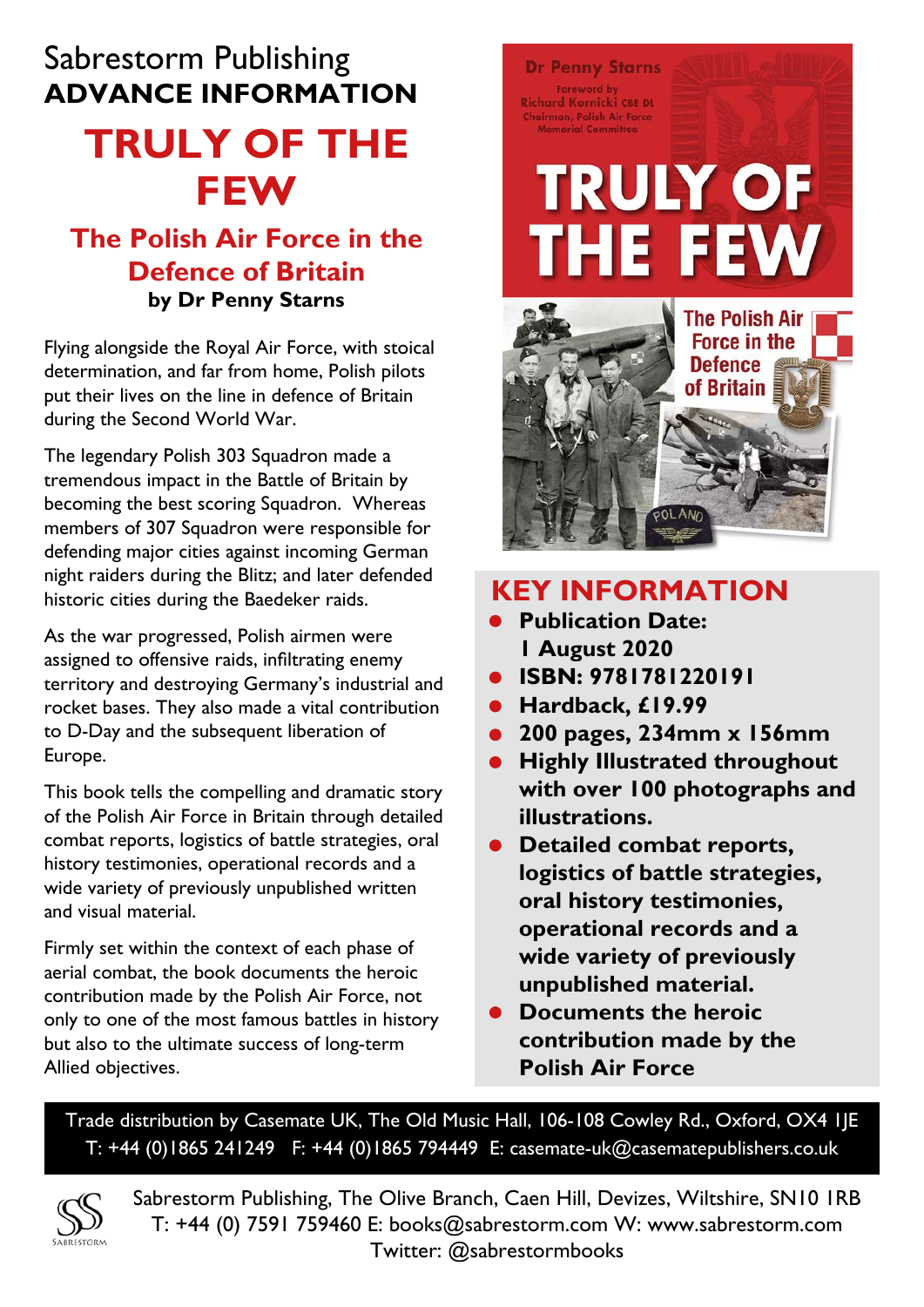Sabrestorm Publishing

**ADVANCE INFORMATION**

# TRULY OF THE FEW

## The Polish Air Force in the Defence of Britain

**by Dr Penny Starns**

Flying alongside the Royal Air Force, with stoical determination, and far from home, Polish pilots put their lives on the line in defence of Britain during the Second World War.

The legendary Polish 303 Squadron made a tremendous impact in the Battle of Britain by becoming the best scoring Squadron. Whereas members of 307 Squadron were responsible for defending major cities against incoming German night raiders during the Blitz; and later defended historic cities during the Baedeker raids.

As the war progressed, Polish airmen were assigned to offensive raids, infiltrating enemy territory and destroying Germany's industrial and rocket bases. They also made a vital contribution to D-Day and the subsequent liberation of Europe.

This book tells the compelling and dramatic story of the Polish Air Force in Britain through detailed combat reports, logistics of battle strategies, oral history testimonies, operational records and a wide variety of previously unpublished written and visual material.

Firmly set within the context of each phase of aerial combat, the book documents the heroic contribution made by the Polish Air Force, not only to one of the most famous battles in history but also to the ultimate success of long-term Allied objectives.

Dr Penny Starns

Foreword by Richard Kornicki CBE DL, Chairman, Polish Air Force Memorial Committee

TRULY OF THE FEW

The Polish Air Force in the Defence of Britain

## KEY INFORMATION

- **Publication Date: 1 August 2020**
- **ISBN: 9781781220191**
- **Hardback, £19.99**
- **200 pages, 234mm x 156mm**
- **Highly Illustrated throughout with over 100 photographs and illustrations.**
- **Detailed combat reports, logistics of battle strategies, oral history testimonies, operational records and a wide variety of previously unpublished material.**
- **Documents the heroic contribution made by the Polish Air Force**

Trade distribution by Casemate UK, The Old Music Hall, 106-108 Cowley Rd., Oxford, OX4 1JE
T: +44 (0)1865 241249 F: +44 (0)1865 794449 E: casemate-uk@casematepublishers.co.uk

Sabrestorm Publishing, The Olive Branch, Caen Hill, Devizes, Wiltshire, SN10 1RB
T: +44 (0) 7591 759460 E: books@sabrestorm.com W: www.sabrestorm.com
Twitter: @sabrestormbooks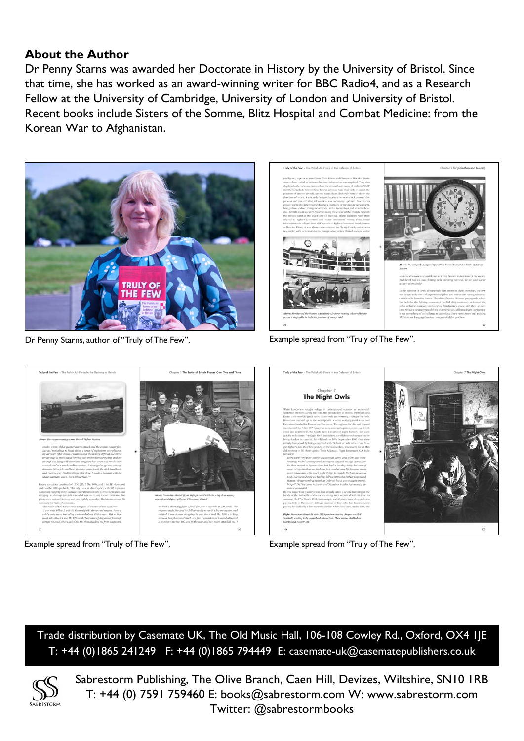## About the Author

Dr Penny Starns was awarded her Doctorate in History by the University of Bristol. Since that time, she has worked as an award-winning writer for BBC Radio4, and as a Research Fellow at the University of Cambridge, University of London and University of Bristol. Recent books include Sisters of the Somme, Blitz Hospital and Combat Medicine: from the Korean War to Afghanistan.

Dr Penny Starns, author of "Truly of The Few".

Example spread from "Truly of The Few".

Example spread from "Truly of The Few".

Example spread from "Truly of The Few".

Trade distribution by Casemate UK, The Old Music Hall, 106-108 Cowley Rd., Oxford, OX4 1JE
T: +44 (0)1865 241249 F: +44 (0)1865 794449 E: casemate-uk@casematepublishers.co.uk

Sabrestorm Publishing, The Olive Branch, Caen Hill, Devizes, Wiltshire, SN10 1RB
T: +44 (0) 7591 759460 E: books@sabrestorm.com W: www.sabrestorm.com
Twitter: @sabrestormbooks